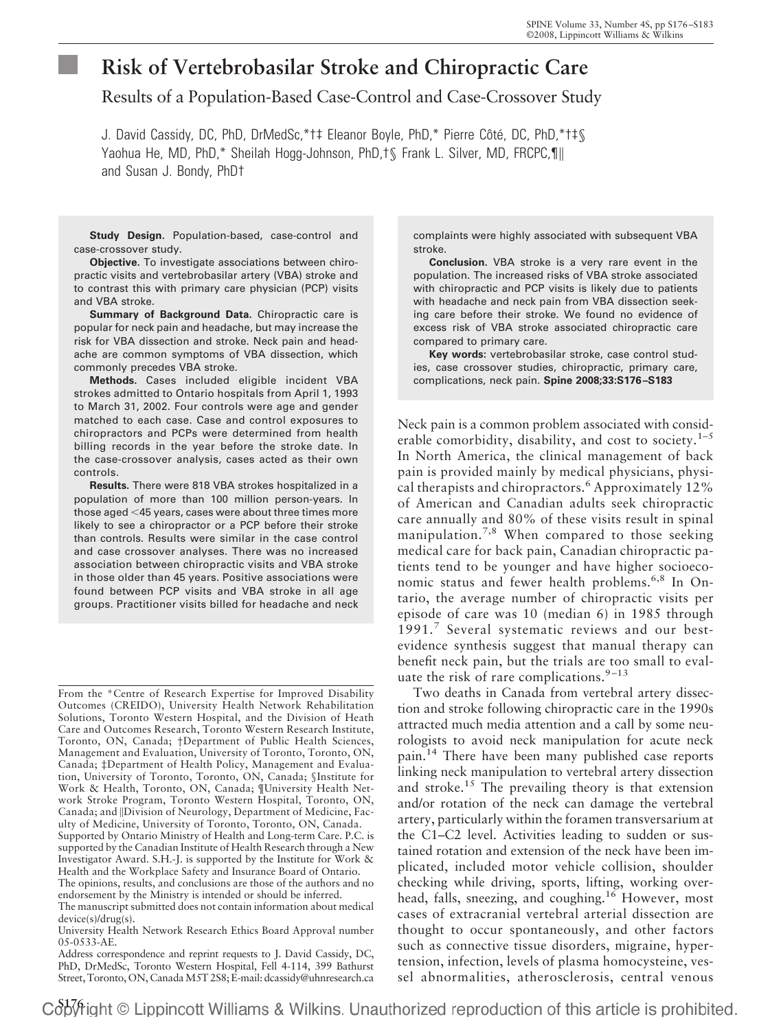# Risk of Vertebrobasilar Stroke and Chiropractic Care

## Results of a Population-Based Case-Control and Case-Crossover Study

J. David Cassidy, DC, PhD, DrMedSc,*†‡ Eleanor Boyle, PhD,* Pierre Côté, DC, PhD,*†‡§ Yaohua He, MD, PhD,* Sheilah Hogg-Johnson, PhD,†§ Frank L. Silver, MD, FRCPC,¶‖ and Susan J. Bondy, PhD†

**Study Design.** Population-based, case-control and case-crossover study.

**Objective.** To investigate associations between chiropractic visits and vertebrobasilar artery (VBA) stroke and to contrast this with primary care physician (PCP) visits and VBA stroke.

**Summary of Background Data.** Chiropractic care is popular for neck pain and headache, but may increase the risk for VBA dissection and stroke. Neck pain and headache are common symptoms of VBA dissection, which commonly precedes VBA stroke.

**Methods.** Cases included eligible incident VBA strokes admitted to Ontario hospitals from April 1, 1993 to March 31, 2002. Four controls were age and gender matched to each case. Case and control exposures to chiropractors and PCPs were determined from health billing records in the year before the stroke date. In the case-crossover analysis, cases acted as their own controls.

**Results.** There were 818 VBA strokes hospitalized in a population of more than 100 million person-years. In those aged <45 years, cases were about three times more likely to see a chiropractor or a PCP before their stroke than controls. Results were similar in the case control and case crossover analyses. There was no increased association between chiropractic visits and VBA stroke in those older than 45 years. Positive associations were found between PCP visits and VBA stroke in all age groups. Practitioner visits billed for headache and neck complaints were highly associated with subsequent VBA stroke.

**Conclusion.** VBA stroke is a very rare event in the population. The increased risks of VBA stroke associated with chiropractic and PCP visits is likely due to patients with headache and neck pain from VBA dissection seeking care before their stroke. We found no evidence of excess risk of VBA stroke associated chiropractic care compared to primary care.

**Key words:** vertebrobasilar stroke, case control studies, case crossover studies, chiropractic, primary care, complications, neck pain. **Spine 2008;33:S176–S183**

Neck pain is a common problem associated with considerable comorbidity, disability, and cost to society.[1–5] In North America, the clinical management of back pain is provided mainly by medical physicians, physical therapists and chiropractors.[6] Approximately 12% of American and Canadian adults seek chiropractic care annually and 80% of these visits result in spinal manipulation.[7,8] When compared to those seeking medical care for back pain, Canadian chiropractic patients tend to be younger and have higher socioeconomic status and fewer health problems.[6,8] In Ontario, the average number of chiropractic visits per episode of care was 10 (median 6) in 1985 through 1991.[7] Several systematic reviews and our best-evidence synthesis suggest that manual therapy can benefit neck pain, but the trials are too small to evaluate the risk of rare complications.[9–13]

Two deaths in Canada from vertebral artery dissection and stroke following chiropractic care in the 1990s attracted much media attention and a call by some neurologists to avoid neck manipulation for acute neck pain.[14] There have been many published case reports linking neck manipulation to vertebral artery dissection and stroke.[15] The prevailing theory is that extension and/or rotation of the neck can damage the vertebral artery, particularly within the foramen transversarium at the C1–C2 level. Activities leading to sudden or sustained rotation and extension of the neck have been implicated, included motor vehicle collision, shoulder checking while driving, sports, lifting, working overhead, falls, sneezing, and coughing.[16] However, most cases of extracranial vertebral arterial dissection are thought to occur spontaneously, and other factors such as connective tissue disorders, migraine, hypertension, infection, levels of plasma homocysteine, vessel abnormalities, atherosclerosis, central venous

From the *Centre of Research Expertise for Improved Disability Outcomes (CREIDO), University Health Network Rehabilitation Solutions, Toronto Western Hospital, and the Division of Heath Care and Outcomes Research, Toronto Western Research Institute, Toronto, ON, Canada; †Department of Public Health Sciences, Management and Evaluation, University of Toronto, Toronto, ON, Canada; ‡Department of Health Policy, Management and Evaluation, University of Toronto, Toronto, ON, Canada; §Institute for Work & Health, Toronto, ON, Canada; ¶University Health Network Stroke Program, Toronto Western Hospital, Toronto, ON, Canada; and ‖Division of Neurology, Department of Medicine, Faculty of Medicine, University of Toronto, Toronto, ON, Canada.

Supported by Ontario Ministry of Health and Long-term Care. P.C. is supported by the Canadian Institute of Health Research through a New Investigator Award. S.H.-J. is supported by the Institute for Work & Health and the Workplace Safety and Insurance Board of Ontario.

The opinions, results, and conclusions are those of the authors and no endorsement by the Ministry is intended or should be inferred.

The manuscript submitted does not contain information about medical device(s)/drug(s).

University Health Network Research Ethics Board Approval number 05-0533-AE.

Address correspondence and reprint requests to J. David Cassidy, DC, PhD, DrMedSc, Toronto Western Hospital, Fell 4-114, 399 Bathurst Street, Toronto, ON, Canada M5T 2S8; E-mail: dcassidy@uhnresearch.ca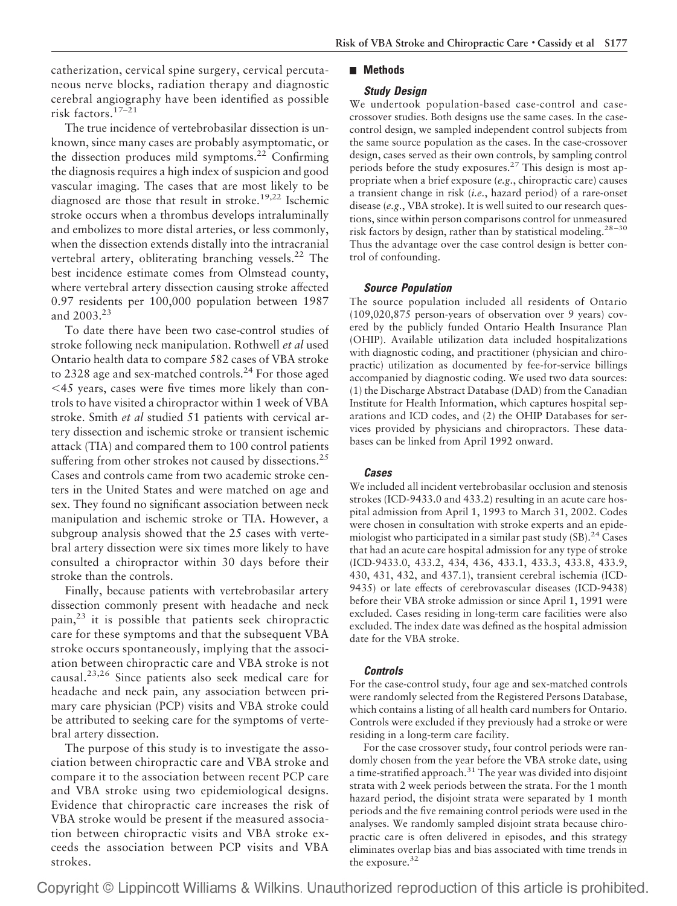catheterization, cervical spine surgery, cervical percutaneous nerve blocks, radiation therapy and diagnostic cerebral angiography have been identified as possible risk factors.[17–21]

The true incidence of vertebrobasilar dissection is unknown, since many cases are probably asymptomatic, or the dissection produces mild symptoms.[22] Confirming the diagnosis requires a high index of suspicion and good vascular imaging. The cases that are most likely to be diagnosed are those that result in stroke.[19,22] Ischemic stroke occurs when a thrombus develops intraluminally and embolizes to more distal arteries, or less commonly, when the dissection extends distally into the intracranial vertebral artery, obliterating branching vessels.[22] The best incidence estimate comes from Olmstead county, where vertebral artery dissection causing stroke affected 0.97 residents per 100,000 population between 1987 and 2003.[23]

To date there have been two case-control studies of stroke following neck manipulation. Rothwell *et al* used Ontario health data to compare 582 cases of VBA stroke to 2328 age and sex-matched controls.[24] For those aged <45 years, cases were five times more likely than controls to have visited a chiropractor within 1 week of VBA stroke. Smith *et al* studied 51 patients with cervical artery dissection and ischemic stroke or transient ischemic attack (TIA) and compared them to 100 control patients suffering from other strokes not caused by dissections.[25] Cases and controls came from two academic stroke centers in the United States and were matched on age and sex. They found no significant association between neck manipulation and ischemic stroke or TIA. However, a subgroup analysis showed that the 25 cases with vertebral artery dissection were six times more likely to have consulted a chiropractor within 30 days before their stroke than the controls.

Finally, because patients with vertebrobasilar artery dissection commonly present with headache and neck pain,[23] it is possible that patients seek chiropractic care for these symptoms and that the subsequent VBA stroke occurs spontaneously, implying that the association between chiropractic care and VBA stroke is not causal.[23,26] Since patients also seek medical care for headache and neck pain, any association between primary care physician (PCP) visits and VBA stroke could be attributed to seeking care for the symptoms of vertebral artery dissection.

The purpose of this study is to investigate the association between chiropractic care and VBA stroke and compare it to the association between recent PCP care and VBA stroke using two epidemiological designs. Evidence that chiropractic care increases the risk of VBA stroke would be present if the measured association between chiropractic visits and VBA stroke exceeds the association between PCP visits and VBA strokes.

## Methods

### Study Design

We undertook population-based case-control and case-crossover studies. Both designs use the same cases. In the case-control design, we sampled independent control subjects from the same source population as the cases. In the case-crossover design, cases served as their own controls, by sampling control periods before the study exposures.[27] This design is most appropriate when a brief exposure (*e.g.*, chiropractic care) causes a transient change in risk (*i.e.*, hazard period) of a rare-onset disease (*e.g.*, VBA stroke). It is well suited to our research questions, since within person comparisons control for unmeasured risk factors by design, rather than by statistical modeling.[28–30] Thus the advantage over the case control design is better control of confounding.

### Source Population

The source population included all residents of Ontario (109,020,875 person-years of observation over 9 years) covered by the publicly funded Ontario Health Insurance Plan (OHIP). Available utilization data included hospitalizations with diagnostic coding, and practitioner (physician and chiropractic) utilization as documented by fee-for-service billings accompanied by diagnostic coding. We used two data sources: (1) the Discharge Abstract Database (DAD) from the Canadian Institute for Health Information, which captures hospital separations and ICD codes, and (2) the OHIP Databases for services provided by physicians and chiropractors. These databases can be linked from April 1992 onward.

### Cases

We included all incident vertebrobasilar occlusion and stenosis strokes (ICD-9433.0 and 433.2) resulting in an acute care hospital admission from April 1, 1993 to March 31, 2002. Codes were chosen in consultation with stroke experts and an epidemiologist who participated in a similar past study (SB).[24] Cases that had an acute care hospital admission for any type of stroke (ICD-9433.0, 433.2, 434, 436, 433.1, 433.3, 433.8, 433.9, 430, 431, 432, and 437.1), transient cerebral ischemia (ICD-9435) or late effects of cerebrovascular diseases (ICD-9438) before their VBA stroke admission or since April 1, 1991 were excluded. Cases residing in long-term care facilities were also excluded. The index date was defined as the hospital admission date for the VBA stroke.

### Controls

For the case-control study, four age and sex-matched controls were randomly selected from the Registered Persons Database, which contains a listing of all health card numbers for Ontario. Controls were excluded if they previously had a stroke or were residing in a long-term care facility.

For the case crossover study, four control periods were randomly chosen from the year before the VBA stroke date, using a time-stratified approach.[31] The year was divided into disjoint strata with 2 week periods between the strata. For the 1 month hazard period, the disjoint strata were separated by 1 month periods and the five remaining control periods were used in the analyses. We randomly sampled disjoint strata because chiropractic care is often delivered in episodes, and this strategy eliminates overlap bias and bias associated with time trends in the exposure.[32]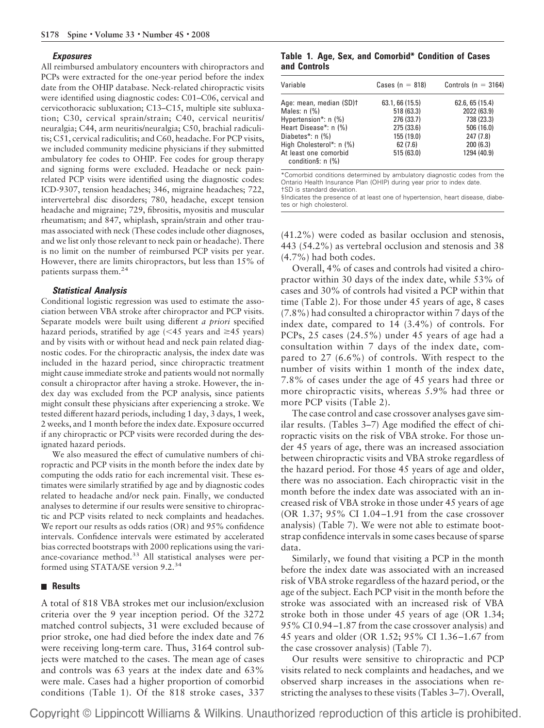#### *Exposures*

All reimbursed ambulatory encounters with chiropractors and PCPs were extracted for the one-year period before the index date from the OHIP database. Neck-related chiropractic visits were identified using diagnostic codes: C01–C06, cervical and cervicothoracic subluxation; C13–C15, multiple site subluxation; C30, cervical sprain/strain; C40, cervical neuritis/neuralgia; C44, arm neuritis/neuralgia; C50, brachial radiculitis; C51, cervical radiculitis; and C60, headache. For PCP visits, we included community medicine physicians if they submitted ambulatory fee codes to OHIP. Fee codes for group therapy and signing forms were excluded. Headache or neck pain-related PCP visits were identified using the diagnostic codes: ICD-9307, tension headaches; 346, migraine headaches; 722, intervertebral disc disorders; 780, headache, except tension headache and migraine; 729, fibrositis, myositis and muscular rheumatism; and 847, whiplash, sprain/strain and other traumas associated with neck (These codes include other diagnoses, and we list only those relevant to neck pain or headache). There is no limit on the number of reimbursed PCP visits per year. However, there are limits chiropractors, but less than 15% of patients surpass them.[24]

#### *Statistical Analysis*

Conditional logistic regression was used to estimate the association between VBA stroke after chiropractor and PCP visits. Separate models were built using different *a priori* specified hazard periods, stratified by age (<45 years and ≥45 years) and by visits with or without head and neck pain related diagnostic codes. For the chiropractic analysis, the index date was included in the hazard period, since chiropractic treatment might cause immediate stroke and patients would not normally consult a chiropractor after having a stroke. However, the index day was excluded from the PCP analysis, since patients might consult these physicians after experiencing a stroke. We tested different hazard periods, including 1 day, 3 days, 1 week, 2 weeks, and 1 month before the index date. Exposure occurred if any chiropractic or PCP visits were recorded during the designated hazard periods.

We also measured the effect of cumulative numbers of chiropractic and PCP visits in the month before the index date by computing the odds ratio for each incremental visit. These estimates were similarly stratified by age and by diagnostic codes related to headache and/or neck pain. Finally, we conducted analyses to determine if our results were sensitive to chiropractic and PCP visits related to neck complaints and headaches. We report our results as odds ratios (OR) and 95% confidence intervals. Confidence intervals were estimated by accelerated bias corrected bootstraps with 2000 replications using the variance-covariance method.[33] All statistical analyses were performed using STATA/SE version 9.2.[34]

## Results

A total of 818 VBA strokes met our inclusion/exclusion criteria over the 9 year inception period. Of the 3272 matched control subjects, 31 were excluded because of prior stroke, one had died before the index date and 76 were receiving long-term care. Thus, 3164 control subjects were matched to the cases. The mean age of cases and controls was 63 years at the index date and 63% were male. Cases had a higher proportion of comorbid conditions (Table 1). Of the 818 stroke cases, 337 (41.2%) were coded as basilar occlusion and stenosis, 443 (54.2%) as vertebral occlusion and stenosis and 38 (4.7%) had both codes.

**Table 1. Age, Sex, and Comorbid\* Condition of Cases and Controls**

| Variable | Cases (n = 818) | Controls (n = 3164) |
|---|---|---|
| Age: mean, median (SD)† | 63.1, 66 (15.5) | 62.6, 65 (15.4) |
| Males: n (%) | 518 (63.3) | 2022 (63.9) |
| Hypertension\*: n (%) | 276 (33.7) | 738 (23.3) |
| Heart Disease\*: n (%) | 275 (33.6) | 506 (16.0) |
| Diabetes\*: n (%) | 155 (19.0) | 247 (7.8) |
| High Cholesterol\*: n (%) | 62 (7.6) | 200 (6.3) |
| At least one comorbid condition§: n (%) | 515 (63.0) | 1294 (40.9) |

\*Comorbid conditions determined by ambulatory diagnostic codes from the Ontario Health Insurance Plan (OHIP) during year prior to index date.
†SD is standard deviation.
§Indicates the presence of at least one of hypertension, heart disease, diabetes or high cholesterol.

Overall, 4% of cases and controls had visited a chiropractor within 30 days of the index date, while 53% of cases and 30% of controls had visited a PCP within that time (Table 2). For those under 45 years of age, 8 cases (7.8%) had consulted a chiropractor within 7 days of the index date, compared to 14 (3.4%) of controls. For PCPs, 25 cases (24.5%) under 45 years of age had a consultation within 7 days of the index date, compared to 27 (6.6%) of controls. With respect to the number of visits within 1 month of the index date, 7.8% of cases under the age of 45 years had three or more chiropractic visits, whereas 5.9% had three or more PCP visits (Table 2).

The case control and case crossover analyses gave similar results. (Tables 3–7) Age modified the effect of chiropractic visits on the risk of VBA stroke. For those under 45 years of age, there was an increased association between chiropractic visits and VBA stroke regardless of the hazard period. For those 45 years of age and older, there was no association. Each chiropractic visit in the month before the index date was associated with an increased risk of VBA stroke in those under 45 years of age (OR 1.37; 95% CI 1.04–1.91 from the case crossover analysis) (Table 7). We were not able to estimate bootstrap confidence intervals in some cases because of sparse data.

Similarly, we found that visiting a PCP in the month before the index date was associated with an increased risk of VBA stroke regardless of the hazard period, or the age of the subject. Each PCP visit in the month before the stroke was associated with an increased risk of VBA stroke both in those under 45 years of age (OR 1.34; 95% CI 0.94–1.87 from the case crossover analysis) and 45 years and older (OR 1.52; 95% CI 1.36–1.67 from the case crossover analysis) (Table 7).

Our results were sensitive to chiropractic and PCP visits related to neck complaints and headaches, and we observed sharp increases in the associations when restricting the analyses to these visits (Tables 3–7). Overall,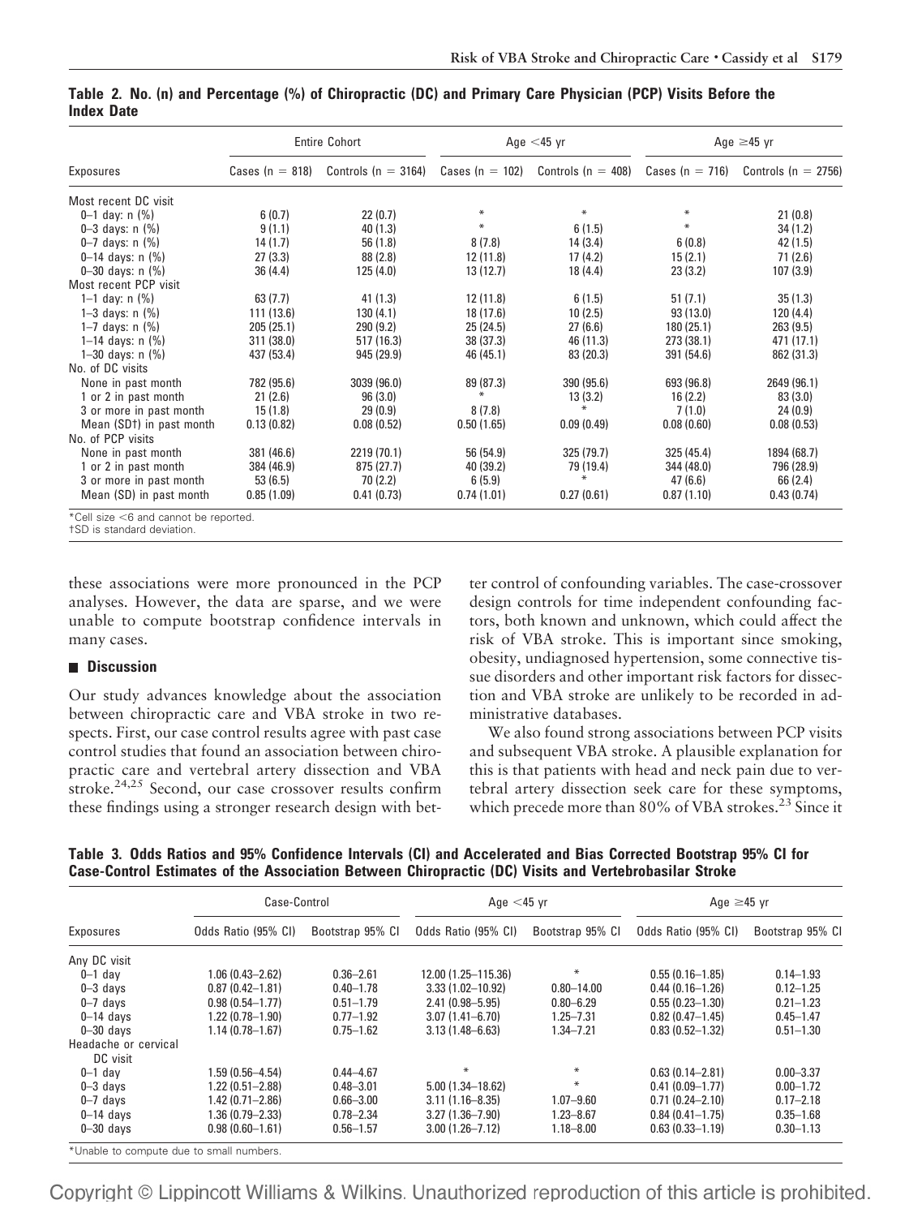**Table 2. No. (n) and Percentage (%) of Chiropractic (DC) and Primary Care Physician (PCP) Visits Before the Index Date**

| Exposures | Entire Cohort | | Age <45 yr | | Age ≥45 yr | |
|---|---|---|---|---|---|---|
| | Cases (n = 818) | Controls (n = 3164) | Cases (n = 102) | Controls (n = 408) | Cases (n = 716) | Controls (n = 2756) |
| Most recent DC visit | | | | | | |
| 0–1 day: n (%) | 6 (0.7) | 22 (0.7) | * | * | * | 21 (0.8) |
| 0–3 days: n (%) | 9 (1.1) | 40 (1.3) | * | 6 (1.5) | * | 34 (1.2) |
| 0–7 days: n (%) | 14 (1.7) | 56 (1.8) | 8 (7.8) | 14 (3.4) | 6 (0.8) | 42 (1.5) |
| 0–14 days: n (%) | 27 (3.3) | 88 (2.8) | 12 (11.8) | 17 (4.2) | 15 (2.1) | 71 (2.6) |
| 0–30 days: n (%) | 36 (4.4) | 125 (4.0) | 13 (12.7) | 18 (4.4) | 23 (3.2) | 107 (3.9) |
| Most recent PCP visit | | | | | | |
| 1–1 day: n (%) | 63 (7.7) | 41 (1.3) | 12 (11.8) | 6 (1.5) | 51 (7.1) | 35 (1.3) |
| 1–3 days: n (%) | 111 (13.6) | 130 (4.1) | 18 (17.6) | 10 (2.5) | 93 (13.0) | 120 (4.4) |
| 1–7 days: n (%) | 205 (25.1) | 290 (9.2) | 25 (24.5) | 27 (6.6) | 180 (25.1) | 263 (9.5) |
| 1–14 days: n (%) | 311 (38.0) | 517 (16.3) | 38 (37.3) | 46 (11.3) | 273 (38.1) | 471 (17.1) |
| 1–30 days: n (%) | 437 (53.4) | 945 (29.9) | 46 (45.1) | 83 (20.3) | 391 (54.6) | 862 (31.3) |
| No. of DC visits | | | | | | |
| None in past month | 782 (95.6) | 3039 (96.0) | 89 (87.3) | 390 (95.6) | 693 (96.8) | 2649 (96.1) |
| 1 or 2 in past month | 21 (2.6) | 96 (3.0) | * | 13 (3.2) | 16 (2.2) | 83 (3.0) |
| 3 or more in past month | 15 (1.8) | 29 (0.9) | 8 (7.8) | * | 7 (1.0) | 24 (0.9) |
| Mean (SD†) in past month | 0.13 (0.82) | 0.08 (0.52) | 0.50 (1.65) | 0.09 (0.49) | 0.08 (0.60) | 0.08 (0.53) |
| No. of PCP visits | | | | | | |
| None in past month | 381 (46.6) | 2219 (70.1) | 56 (54.9) | 325 (79.7) | 325 (45.4) | 1894 (68.7) |
| 1 or 2 in past month | 384 (46.9) | 875 (27.7) | 40 (39.2) | 79 (19.4) | 344 (48.0) | 796 (28.9) |
| 3 or more in past month | 53 (6.5) | 70 (2.2) | 6 (5.9) | * | 47 (6.6) | 66 (2.4) |
| Mean (SD) in past month | 0.85 (1.09) | 0.41 (0.73) | 0.74 (1.01) | 0.27 (0.61) | 0.87 (1.10) | 0.43 (0.74) |

*Cell size <6 and cannot be reported.
†SD is standard deviation.

these associations were more pronounced in the PCP analyses. However, the data are sparse, and we were unable to compute bootstrap confidence intervals in many cases.

## Discussion

Our study advances knowledge about the association between chiropractic care and VBA stroke in two respects. First, our case control results agree with past case control studies that found an association between chiropractic care and vertebral artery dissection and VBA stroke.[24,25] Second, our case crossover results confirm these findings using a stronger research design with better control of confounding variables. The case-crossover design controls for time independent confounding factors, both known and unknown, which could affect the risk of VBA stroke. This is important since smoking, obesity, undiagnosed hypertension, some connective tissue disorders and other important risk factors for dissection and VBA stroke are unlikely to be recorded in administrative databases.

We also found strong associations between PCP visits and subsequent VBA stroke. A plausible explanation for this is that patients with head and neck pain due to vertebral artery dissection seek care for these symptoms, which precede more than 80% of VBA strokes.[23] Since it

**Table 3. Odds Ratios and 95% Confidence Intervals (CI) and Accelerated and Bias Corrected Bootstrap 95% CI for Case-Control Estimates of the Association Between Chiropractic (DC) Visits and Vertebrobasilar Stroke**

| Exposures | Case-Control | | Age <45 yr | | Age ≥45 yr | |
|---|---|---|---|---|---|---|
| | Odds Ratio (95% CI) | Bootstrap 95% CI | Odds Ratio (95% CI) | Bootstrap 95% CI | Odds Ratio (95% CI) | Bootstrap 95% CI |
| Any DC visit | | | | | | |
| 0–1 day | 1.06 (0.43–2.62) | 0.36–2.61 | 12.00 (1.25–115.36) | * | 0.55 (0.16–1.85) | 0.14–1.93 |
| 0–3 days | 0.87 (0.42–1.81) | 0.40–1.78 | 3.33 (1.02–10.92) | 0.80–14.00 | 0.44 (0.16–1.26) | 0.12–1.25 |
| 0–7 days | 0.98 (0.54–1.77) | 0.51–1.79 | 2.41 (0.98–5.95) | 0.80–6.29 | 0.55 (0.23–1.30) | 0.21–1.23 |
| 0–14 days | 1.22 (0.78–1.90) | 0.77–1.92 | 3.07 (1.41–6.70) | 1.25–7.31 | 0.82 (0.47–1.45) | 0.45–1.47 |
| 0–30 days | 1.14 (0.78–1.67) | 0.75–1.62 | 3.13 (1.48–6.63) | 1.34–7.21 | 0.83 (0.52–1.32) | 0.51–1.30 |
| Headache or cervical DC visit | | | | | | |
| 0–1 day | 1.59 (0.56–4.54) | 0.44–4.67 | * | * | 0.63 (0.14–2.81) | 0.00–3.37 |
| 0–3 days | 1.22 (0.51–2.88) | 0.48–3.01 | 5.00 (1.34–18.62) | * | 0.41 (0.09–1.77) | 0.00–1.72 |
| 0–7 days | 1.42 (0.71–2.86) | 0.66–3.00 | 3.11 (1.16–8.35) | 1.07–9.60 | 0.71 (0.24–2.10) | 0.17–2.18 |
| 0–14 days | 1.36 (0.79–2.33) | 0.78–2.34 | 3.27 (1.36–7.90) | 1.23–8.67 | 0.84 (0.41–1.75) | 0.35–1.68 |
| 0–30 days | 0.98 (0.60–1.61) | 0.56–1.57 | 3.00 (1.26–7.12) | 1.18–8.00 | 0.63 (0.33–1.19) | 0.30–1.13 |

*Unable to compute due to small numbers.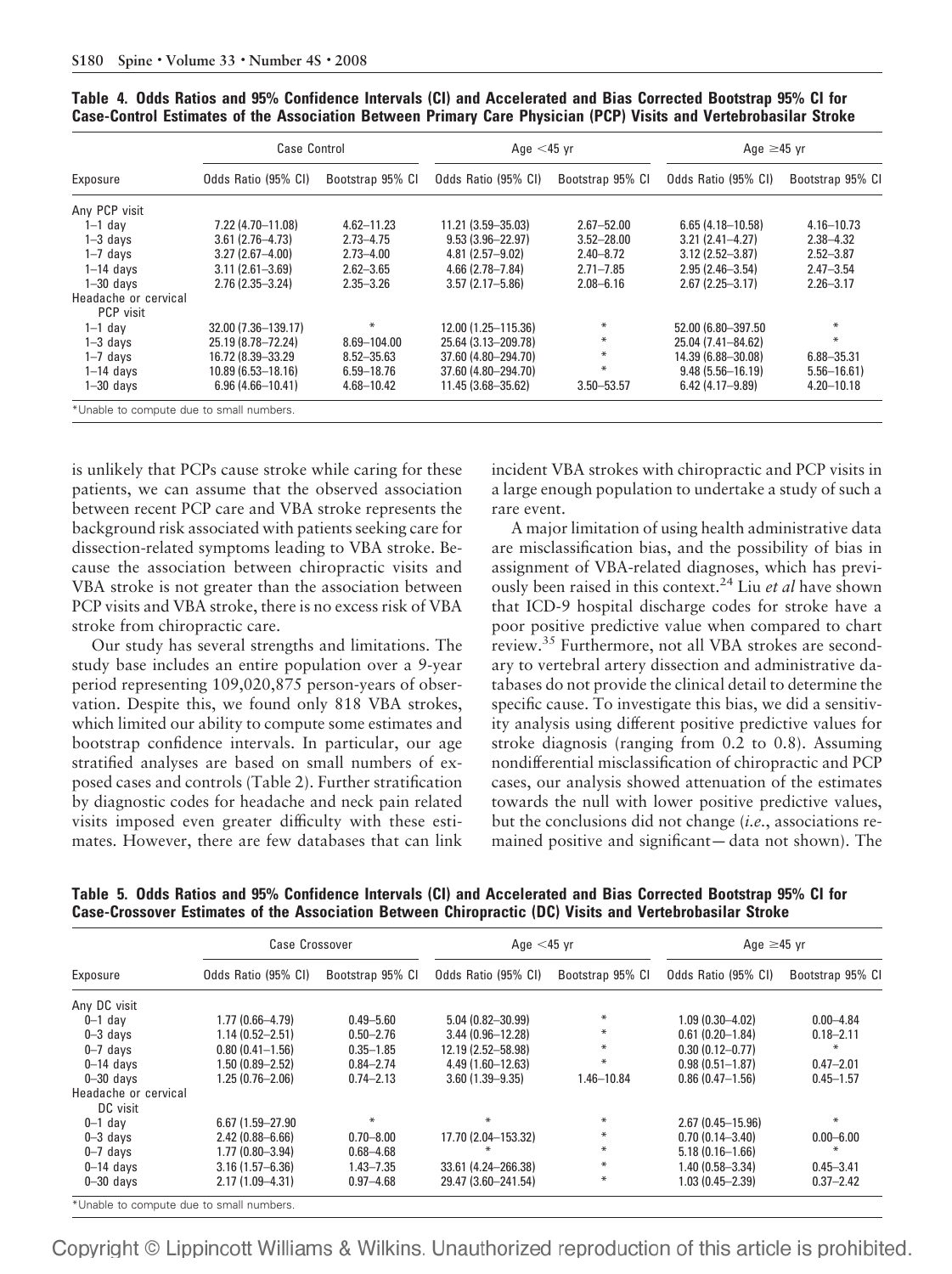**Table 4. Odds Ratios and 95% Confidence Intervals (CI) and Accelerated and Bias Corrected Bootstrap 95% CI for Case-Control Estimates of the Association Between Primary Care Physician (PCP) Visits and Vertebrobasilar Stroke**

| Exposure | Case Control | | Age <45 yr | | Age ≥45 yr | |
|---|---|---|---|---|---|---|
| | Odds Ratio (95% CI) | Bootstrap 95% CI | Odds Ratio (95% CI) | Bootstrap 95% CI | Odds Ratio (95% CI) | Bootstrap 95% CI |
| Any PCP visit | | | | | | |
| 1–1 day | 7.22 (4.70–11.08) | 4.62–11.23 | 11.21 (3.59–35.03) | 2.67–52.00 | 6.65 (4.18–10.58) | 4.16–10.73 |
| 1–3 days | 3.61 (2.76–4.73) | 2.73–4.75 | 9.53 (3.96–22.97) | 3.52–28.00 | 3.21 (2.41–4.27) | 2.38–4.32 |
| 1–7 days | 3.27 (2.67–4.00) | 2.73–4.00 | 4.81 (2.57–9.02) | 2.40–8.72 | 3.12 (2.52–3.87) | 2.52–3.87 |
| 1–14 days | 3.11 (2.61–3.69) | 2.62–3.65 | 4.66 (2.78–7.84) | 2.71–7.85 | 2.95 (2.46–3.54) | 2.47–3.54 |
| 1–30 days | 2.76 (2.35–3.24) | 2.35–3.26 | 3.57 (2.17–5.86) | 2.08–6.16 | 2.67 (2.25–3.17) | 2.26–3.17 |
| Headache or cervical PCP visit | | | | | | |
| 1–1 day | 32.00 (7.36–139.17) | * | 12.00 (1.25–115.36) | * | 52.00 (6.80–397.50 | * |
| 1–3 days | 25.19 (8.78–72.24) | 8.69–104.00 | 25.64 (3.13–209.78) | * | 25.04 (7.41–84.62) | * |
| 1–7 days | 16.72 (8.39–33.29 | 8.52–35.63 | 37.60 (4.80–294.70) | * | 14.39 (6.88–30.08) | 6.88–35.31 |
| 1–14 days | 10.89 (6.53–18.16) | 6.59–18.76 | 37.60 (4.80–294.70) | * | 9.48 (5.56–16.19) | 5.56–16.61) |
| 1–30 days | 6.96 (4.66–10.41) | 4.68–10.42 | 11.45 (3.68–35.62) | 3.50–53.57 | 6.42 (4.17–9.89) | 4.20–10.18 |

*Unable to compute due to small numbers.

is unlikely that PCPs cause stroke while caring for these patients, we can assume that the observed association between recent PCP care and VBA stroke represents the background risk associated with patients seeking care for dissection-related symptoms leading to VBA stroke. Because the association between chiropractic visits and VBA stroke is not greater than the association between PCP visits and VBA stroke, there is no excess risk of VBA stroke from chiropractic care.

Our study has several strengths and limitations. The study base includes an entire population over a 9-year period representing 109,020,875 person-years of observation. Despite this, we found only 818 VBA strokes, which limited our ability to compute some estimates and bootstrap confidence intervals. In particular, our age stratified analyses are based on small numbers of exposed cases and controls (Table 2). Further stratification by diagnostic codes for headache and neck pain related visits imposed even greater difficulty with these estimates. However, there are few databases that can link incident VBA strokes with chiropractic and PCP visits in a large enough population to undertake a study of such a rare event.

A major limitation of using health administrative data are misclassification bias, and the possibility of bias in assignment of VBA-related diagnoses, which has previously been raised in this context.[24] Liu *et al* have shown that ICD-9 hospital discharge codes for stroke have a poor positive predictive value when compared to chart review.[35] Furthermore, not all VBA strokes are secondary to vertebral artery dissection and administrative databases do not provide the clinical detail to determine the specific cause. To investigate this bias, we did a sensitivity analysis using different positive predictive values for stroke diagnosis (ranging from 0.2 to 0.8). Assuming nondifferential misclassification of chiropractic and PCP cases, our analysis showed attenuation of the estimates towards the null with lower positive predictive values, but the conclusions did not change (*i.e.*, associations remained positive and significant— data not shown). The

**Table 5. Odds Ratios and 95% Confidence Intervals (CI) and Accelerated and Bias Corrected Bootstrap 95% CI for Case-Crossover Estimates of the Association Between Chiropractic (DC) Visits and Vertebrobasilar Stroke**

| Exposure | Case Crossover | | Age <45 yr | | Age ≥45 yr | |
|---|---|---|---|---|---|---|
| | Odds Ratio (95% CI) | Bootstrap 95% CI | Odds Ratio (95% CI) | Bootstrap 95% CI | Odds Ratio (95% CI) | Bootstrap 95% CI |
| Any DC visit | | | | | | |
| 0–1 day | 1.77 (0.66–4.79) | 0.49–5.60 | 5.04 (0.82–30.99) | * | 1.09 (0.30–4.02) | 0.00–4.84 |
| 0–3 days | 1.14 (0.52–2.51) | 0.50–2.76 | 3.44 (0.96–12.28) | * | 0.61 (0.20–1.84) | 0.18–2.11 |
| 0–7 days | 0.80 (0.41–1.56) | 0.35–1.85 | 12.19 (2.52–58.98) | * | 0.30 (0.12–0.77) | * |
| 0–14 days | 1.50 (0.89–2.52) | 0.84–2.74 | 4.49 (1.60–12.63) | * | 0.98 (0.51–1.87) | 0.47–2.01 |
| 0–30 days | 1.25 (0.76–2.06) | 0.74–2.13 | 3.60 (1.39–9.35) | 1.46–10.84 | 0.86 (0.47–1.56) | 0.45–1.57 |
| Headache or cervical DC visit | | | | | | |
| 0–1 day | 6.67 (1.59–27.90 | * | * | * | 2.67 (0.45–15.96) | * |
| 0–3 days | 2.42 (0.88–6.66) | 0.70–8.00 | 17.70 (2.04–153.32) | * | 0.70 (0.14–3.40) | 0.00–6.00 |
| 0–7 days | 1.77 (0.80–3.94) | 0.68–4.68 | * | * | 5.18 (0.16–1.66) | * |
| 0–14 days | 3.16 (1.57–6.36) | 1.43–7.35 | 33.61 (4.24–266.38) | * | 1.40 (0.58–3.34) | 0.45–3.41 |
| 0–30 days | 2.17 (1.09–4.31) | 0.97–4.68 | 29.47 (3.60–241.54) | * | 1.03 (0.45–2.39) | 0.37–2.42 |

*Unable to compute due to small numbers.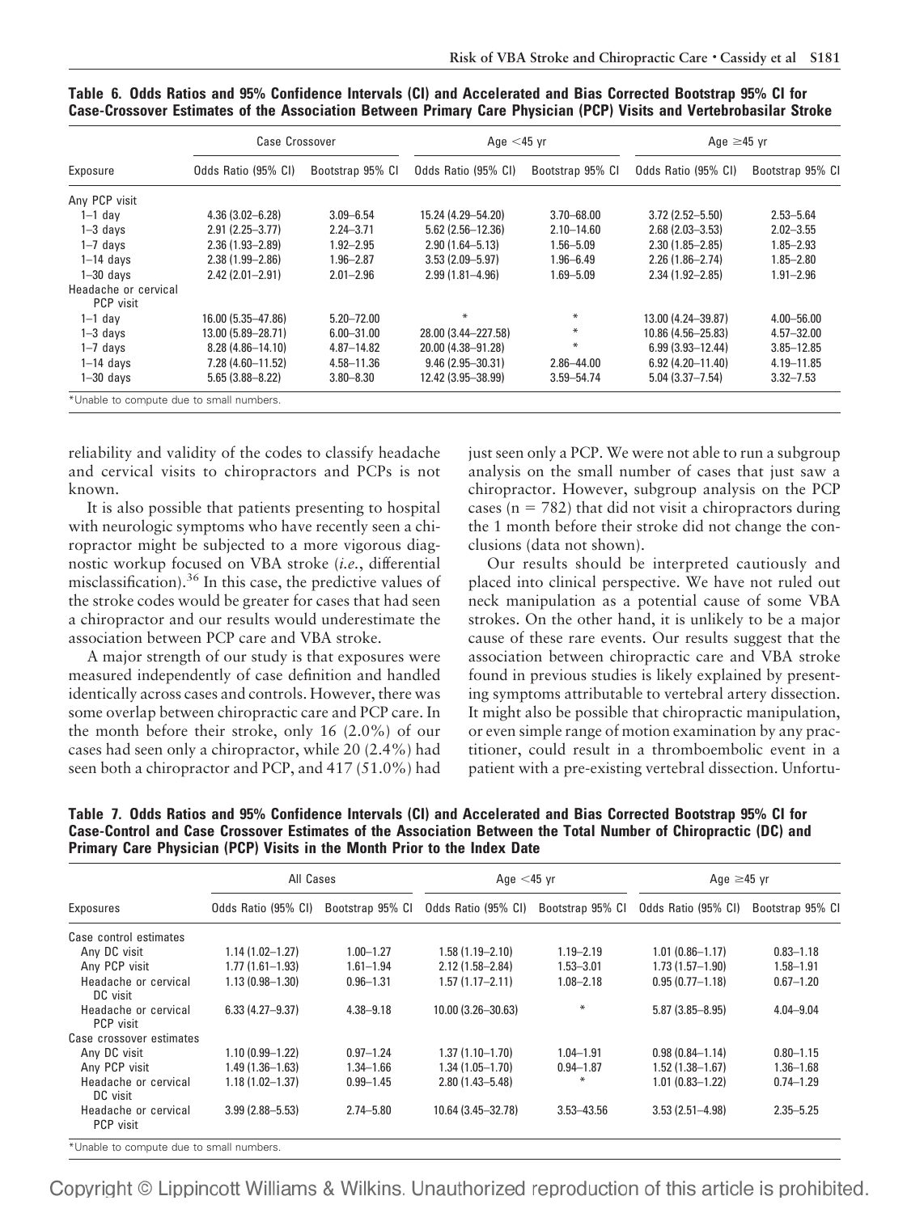**Table 6. Odds Ratios and 95% Confidence Intervals (CI) and Accelerated and Bias Corrected Bootstrap 95% CI for Case-Crossover Estimates of the Association Between Primary Care Physician (PCP) Visits and Vertebrobasilar Stroke**

| Exposure | Case Crossover | | Age <45 yr | | Age ≥45 yr | |
|---|---|---|---|---|---|---|
| | Odds Ratio (95% CI) | Bootstrap 95% CI | Odds Ratio (95% CI) | Bootstrap 95% CI | Odds Ratio (95% CI) | Bootstrap 95% CI |
| Any PCP visit | | | | | | |
| 1–1 day | 4.36 (3.02–6.28) | 3.09–6.54 | 15.24 (4.29–54.20) | 3.70–68.00 | 3.72 (2.52–5.50) | 2.53–5.64 |
| 1–3 days | 2.91 (2.25–3.77) | 2.24–3.71 | 5.62 (2.56–12.36) | 2.10–14.60 | 2.68 (2.03–3.53) | 2.02–3.55 |
| 1–7 days | 2.36 (1.93–2.89) | 1.92–2.95 | 2.90 (1.64–5.13) | 1.56–5.09 | 2.30 (1.85–2.85) | 1.85–2.93 |
| 1–14 days | 2.38 (1.99–2.86) | 1.96–2.87 | 3.53 (2.09–5.97) | 1.96–6.49 | 2.26 (1.86–2.74) | 1.85–2.80 |
| 1–30 days | 2.42 (2.01–2.91) | 2.01–2.96 | 2.99 (1.81–4.96) | 1.69–5.09 | 2.34 (1.92–2.85) | 1.91–2.96 |
| Headache or cervical PCP visit | | | | | | |
| 1–1 day | 16.00 (5.35–47.86) | 5.20–72.00 | * | * | 13.00 (4.24–39.87) | 4.00–56.00 |
| 1–3 days | 13.00 (5.89–28.71) | 6.00–31.00 | 28.00 (3.44–227.58) | * | 10.86 (4.56–25.83) | 4.57–32.00 |
| 1–7 days | 8.28 (4.86–14.10) | 4.87–14.82 | 20.00 (4.38–91.28) | * | 6.99 (3.93–12.44) | 3.85–12.85 |
| 1–14 days | 7.28 (4.60–11.52) | 4.58–11.36 | 9.46 (2.95–30.31) | 2.86–44.00 | 6.92 (4.20–11.40) | 4.19–11.85 |
| 1–30 days | 5.65 (3.88–8.22) | 3.80–8.30 | 12.42 (3.95–38.99) | 3.59–54.74 | 5.04 (3.37–7.54) | 3.32–7.53 |

*Unable to compute due to small numbers.

reliability and validity of the codes to classify headache and cervical visits to chiropractors and PCPs is not known.

It is also possible that patients presenting to hospital with neurologic symptoms who have recently seen a chiropractor might be subjected to a more vigorous diagnostic workup focused on VBA stroke (*i.e.*, differential misclassification).[36] In this case, the predictive values of the stroke codes would be greater for cases that had seen a chiropractor and our results would underestimate the association between PCP care and VBA stroke.

A major strength of our study is that exposures were measured independently of case definition and handled identically across cases and controls. However, there was some overlap between chiropractic care and PCP care. In the month before their stroke, only 16 (2.0%) of our cases had seen only a chiropractor, while 20 (2.4%) had seen both a chiropractor and PCP, and 417 (51.0%) had just seen only a PCP. We were not able to run a subgroup analysis on the small number of cases that just saw a chiropractor. However, subgroup analysis on the PCP cases (n = 782) that did not visit a chiropractors during the 1 month before their stroke did not change the conclusions (data not shown).

Our results should be interpreted cautiously and placed into clinical perspective. We have not ruled out neck manipulation as a potential cause of some VBA strokes. On the other hand, it is unlikely to be a major cause of these rare events. Our results suggest that the association between chiropractic care and VBA stroke found in previous studies is likely explained by presenting symptoms attributable to vertebral artery dissection. It might also be possible that chiropractic manipulation, or even simple range of motion examination by any practitioner, could result in a thromboembolic event in a patient with a pre-existing vertebral dissection. Unfortu-

**Table 7. Odds Ratios and 95% Confidence Intervals (CI) and Accelerated and Bias Corrected Bootstrap 95% CI for Case-Control and Case Crossover Estimates of the Association Between the Total Number of Chiropractic (DC) and Primary Care Physician (PCP) Visits in the Month Prior to the Index Date**

| Exposures | All Cases | | Age <45 yr | | Age ≥45 yr | |
|---|---|---|---|---|---|---|
| | Odds Ratio (95% CI) | Bootstrap 95% CI | Odds Ratio (95% CI) | Bootstrap 95% CI | Odds Ratio (95% CI) | Bootstrap 95% CI |
| Case control estimates | | | | | | |
| Any DC visit | 1.14 (1.02–1.27) | 1.00–1.27 | 1.58 (1.19–2.10) | 1.19–2.19 | 1.01 (0.86–1.17) | 0.83–1.18 |
| Any PCP visit | 1.77 (1.61–1.93) | 1.61–1.94 | 2.12 (1.58–2.84) | 1.53–3.01 | 1.73 (1.57–1.90) | 1.58–1.91 |
| Headache or cervical DC visit | 1.13 (0.98–1.30) | 0.96–1.31 | 1.57 (1.17–2.11) | 1.08–2.18 | 0.95 (0.77–1.18) | 0.67–1.20 |
| Headache or cervical PCP visit | 6.33 (4.27–9.37) | 4.38–9.18 | 10.00 (3.26–30.63) | * | 5.87 (3.85–8.95) | 4.04–9.04 |
| Case crossover estimates | | | | | | |
| Any DC visit | 1.10 (0.99–1.22) | 0.97–1.24 | 1.37 (1.10–1.70) | 1.04–1.91 | 0.98 (0.84–1.14) | 0.80–1.15 |
| Any PCP visit | 1.49 (1.36–1.63) | 1.34–1.66 | 1.34 (1.05–1.70) | 0.94–1.87 | 1.52 (1.38–1.67) | 1.36–1.68 |
| Headache or cervical DC visit | 1.18 (1.02–1.37) | 0.99–1.45 | 2.80 (1.43–5.48) | * | 1.01 (0.83–1.22) | 0.74–1.29 |
| Headache or cervical PCP visit | 3.99 (2.88–5.53) | 2.74–5.80 | 10.64 (3.45–32.78) | 3.53–43.56 | 3.53 (2.51–4.98) | 2.35–5.25 |

*Unable to compute due to small numbers.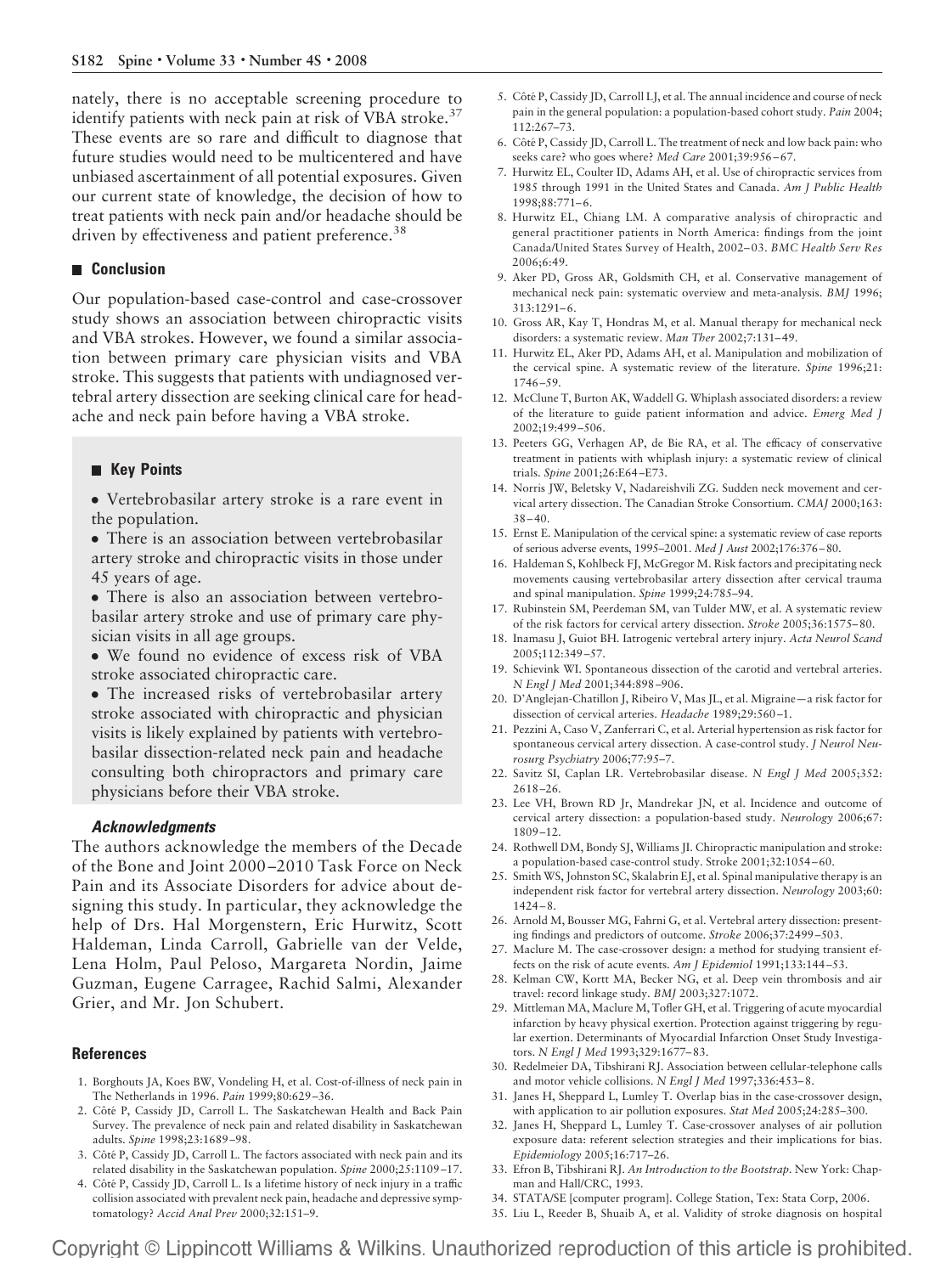nately, there is no acceptable screening procedure to identify patients with neck pain at risk of VBA stroke.[37] These events are so rare and difficult to diagnose that future studies would need to be multicentered and have unbiased ascertainment of all potential exposures. Given our current state of knowledge, the decision of how to treat patients with neck pain and/or headache should be driven by effectiveness and patient preference.[38]

## Conclusion

Our population-based case-control and case-crossover study shows an association between chiropractic visits and VBA strokes. However, we found a similar association between primary care physician visits and VBA stroke. This suggests that patients with undiagnosed vertebral artery dissection are seeking clinical care for headache and neck pain before having a VBA stroke.

## Key Points

- Vertebrobasilar artery stroke is a rare event in the population.
- There is an association between vertebrobasilar artery stroke and chiropractic visits in those under 45 years of age.
- There is also an association between vertebrobasilar artery stroke and use of primary care physician visits in all age groups.
- We found no evidence of excess risk of VBA stroke associated chiropractic care.
- The increased risks of vertebrobasilar artery stroke associated with chiropractic and physician visits is likely explained by patients with vertebrobasilar dissection-related neck pain and headache consulting both chiropractors and primary care physicians before their VBA stroke.

### *Acknowledgments*

The authors acknowledge the members of the Decade of the Bone and Joint 2000–2010 Task Force on Neck Pain and its Associate Disorders for advice about designing this study. In particular, they acknowledge the help of Drs. Hal Morgenstern, Eric Hurwitz, Scott Haldeman, Linda Carroll, Gabrielle van der Velde, Lena Holm, Paul Peloso, Margareta Nordin, Jaime Guzman, Eugene Carragee, Rachid Salmi, Alexander Grier, and Mr. Jon Schubert.

## References

1. Borghouts JA, Koes BW, Vondeling H, et al. Cost-of-illness of neck pain in The Netherlands in 1996. *Pain* 1999;80:629–36.
2. Côté P, Cassidy JD, Carroll L. The Saskatchewan Health and Back Pain Survey. The prevalence of neck pain and related disability in Saskatchewan adults. *Spine* 1998;23:1689–98.
3. Côté P, Cassidy JD, Carroll L. The factors associated with neck pain and its related disability in the Saskatchewan population. *Spine* 2000;25:1109–17.
4. Côté P, Cassidy JD, Carroll L. Is a lifetime history of neck injury in a traffic collision associated with prevalent neck pain, headache and depressive symptomatology? *Accid Anal Prev* 2000;32:151–9.
5. Côté P, Cassidy JD, Carroll LJ, et al. The annual incidence and course of neck pain in the general population: a population-based cohort study. *Pain* 2004; 112:267–73.
6. Côté P, Cassidy JD, Carroll L. The treatment of neck and low back pain: who seeks care? who goes where? *Med Care* 2001;39:956–67.
7. Hurwitz EL, Coulter ID, Adams AH, et al. Use of chiropractic services from 1985 through 1991 in the United States and Canada. *Am J Public Health* 1998;88:771–6.
8. Hurwitz EL, Chiang LM. A comparative analysis of chiropractic and general practitioner patients in North America: findings from the joint Canada/United States Survey of Health, 2002–03. *BMC Health Serv Res* 2006;6:49.
9. Aker PD, Gross AR, Goldsmith CH, et al. Conservative management of mechanical neck pain: systematic overview and meta-analysis. *BMJ* 1996; 313:1291–6.
10. Gross AR, Kay T, Hondras M, et al. Manual therapy for mechanical neck disorders: a systematic review. *Man Ther* 2002;7:131–49.
11. Hurwitz EL, Aker PD, Adams AH, et al. Manipulation and mobilization of the cervical spine. A systematic review of the literature. *Spine* 1996;21: 1746–59.
12. McClune T, Burton AK, Waddell G. Whiplash associated disorders: a review of the literature to guide patient information and advice. *Emerg Med J* 2002;19:499–506.
13. Peeters GG, Verhagen AP, de Bie RA, et al. The efficacy of conservative treatment in patients with whiplash injury: a systematic review of clinical trials. *Spine* 2001;26:E64–E73.
14. Norris JW, Beletsky V, Nadareishvili ZG. Sudden neck movement and cervical artery dissection. The Canadian Stroke Consortium. *CMAJ* 2000;163: 38–40.
15. Ernst E. Manipulation of the cervical spine: a systematic review of case reports of serious adverse events, 1995–2001. *Med J Aust* 2002;176:376–80.
16. Haldeman S, Kohlbeck FJ, McGregor M. Risk factors and precipitating neck movements causing vertebrobasilar artery dissection after cervical trauma and spinal manipulation. *Spine* 1999;24:785–94.
17. Rubinstein SM, Peerdeman SM, van Tulder MW, et al. A systematic review of the risk factors for cervical artery dissection. *Stroke* 2005;36:1575–80.
18. Inamasu J, Guiot BH. Iatrogenic vertebral artery injury. *Acta Neurol Scand* 2005;112:349–57.
19. Schievink WI. Spontaneous dissection of the carotid and vertebral arteries. *N Engl J Med* 2001;344:898–906.
20. D'Anglejan-Chatillon J, Ribeiro V, Mas JL, et al. Migraine—a risk factor for dissection of cervical arteries. *Headache* 1989;29:560–1.
21. Pezzini A, Caso V, Zanferrari C, et al. Arterial hypertension as risk factor for spontaneous cervical artery dissection. A case-control study. *J Neurol Neurosurg Psychiatry* 2006;77:95–7.
22. Savitz SI, Caplan LR. Vertebrobasilar disease. *N Engl J Med* 2005;352: 2618–26.
23. Lee VH, Brown RD Jr, Mandrekar JN, et al. Incidence and outcome of cervical artery dissection: a population-based study. *Neurology* 2006;67: 1809–12.
24. Rothwell DM, Bondy SJ, Williams JI. Chiropractic manipulation and stroke: a population-based case-control study. Stroke 2001;32:1054–60.
25. Smith WS, Johnston SC, Skalabrin EJ, et al. Spinal manipulative therapy is an independent risk factor for vertebral artery dissection. *Neurology* 2003;60: 1424–8.
26. Arnold M, Bousser MG, Fahrni G, et al. Vertebral artery dissection: presenting findings and predictors of outcome. *Stroke* 2006;37:2499–503.
27. Maclure M. The case-crossover design: a method for studying transient effects on the risk of acute events. *Am J Epidemiol* 1991;133:144–53.
28. Kelman CW, Kortt MA, Becker NG, et al. Deep vein thrombosis and air travel: record linkage study. *BMJ* 2003;327:1072.
29. Mittleman MA, Maclure M, Tofler GH, et al. Triggering of acute myocardial infarction by heavy physical exertion. Protection against triggering by regular exertion. Determinants of Myocardial Infarction Onset Study Investigators. *N Engl J Med* 1993;329:1677–83.
30. Redelmeier DA, Tibshirani RJ. Association between cellular-telephone calls and motor vehicle collisions. *N Engl J Med* 1997;336:453–8.
31. Janes H, Sheppard L, Lumley T. Overlap bias in the case-crossover design, with application to air pollution exposures. *Stat Med* 2005;24:285–300.
32. Janes H, Sheppard L, Lumley T. Case-crossover analyses of air pollution exposure data: referent selection strategies and their implications for bias. *Epidemiology* 2005;16:717–26.
33. Efron B, Tibshirani RJ. *An Introduction to the Bootstrap*. New York: Chapman and Hall/CRC, 1993.
34. STATA/SE [computer program]. College Station, Tex: Stata Corp, 2006.
35. Liu L, Reeder B, Shuaib A, et al. Validity of stroke diagnosis on hospital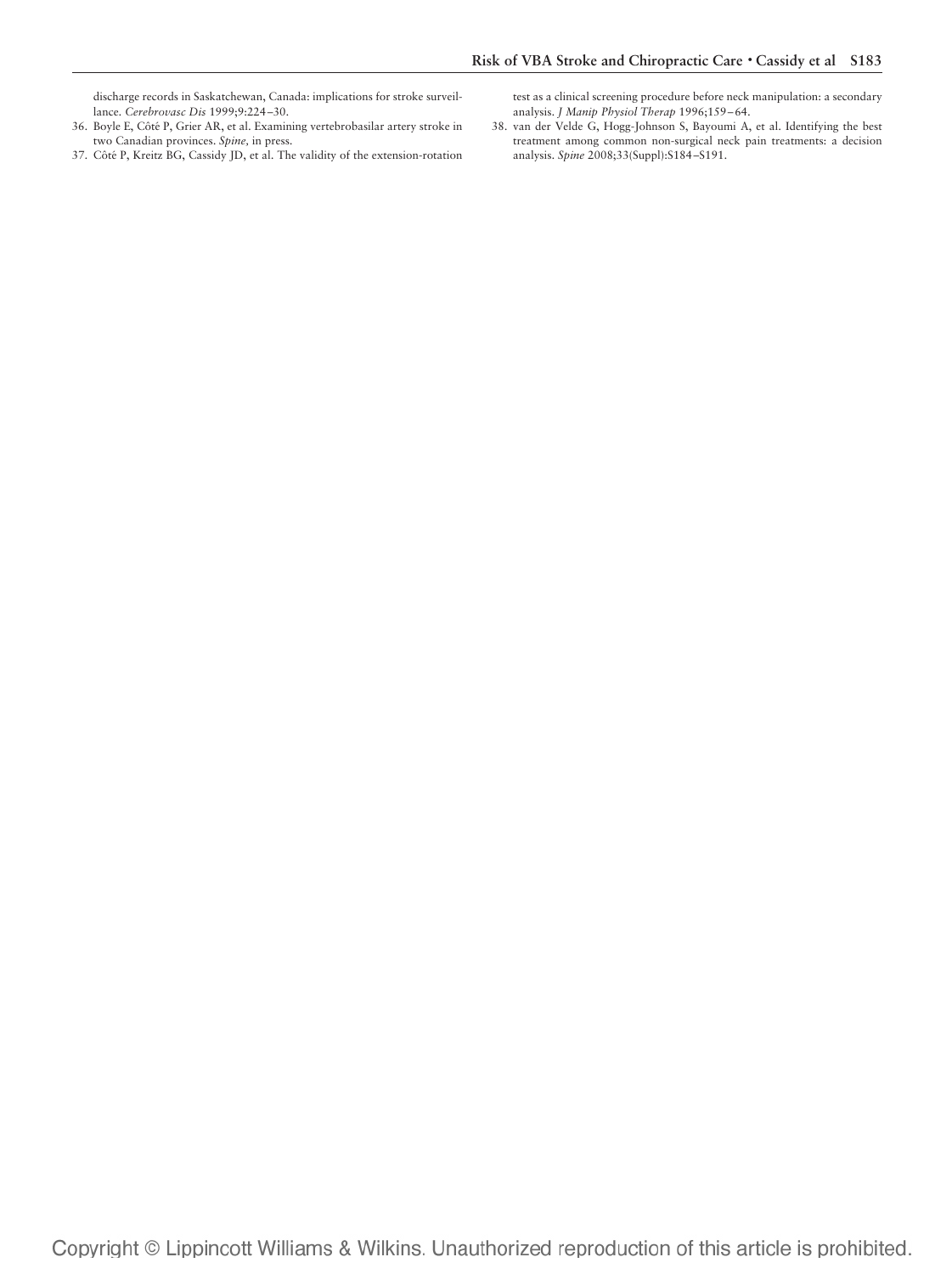discharge records in Saskatchewan, Canada: implications for stroke surveillance. *Cerebrovasc Dis* 1999;9:224–30.

36. Boyle E, Côté P, Grier AR, et al. Examining vertebrobasilar artery stroke in two Canadian provinces. *Spine*, in press.
37. Côté P, Kreitz BG, Cassidy JD, et al. The validity of the extension-rotation test as a clinical screening procedure before neck manipulation: a secondary analysis. *J Manip Physiol Therap* 1996;159–64.
38. van der Velde G, Hogg-Johnson S, Bayoumi A, et al. Identifying the best treatment among common non-surgical neck pain treatments: a decision analysis. *Spine* 2008;33(Suppl):S184–S191.

Copyright © Lippincott Williams & Wilkins. Unauthorized reproduction of this article is prohibited.